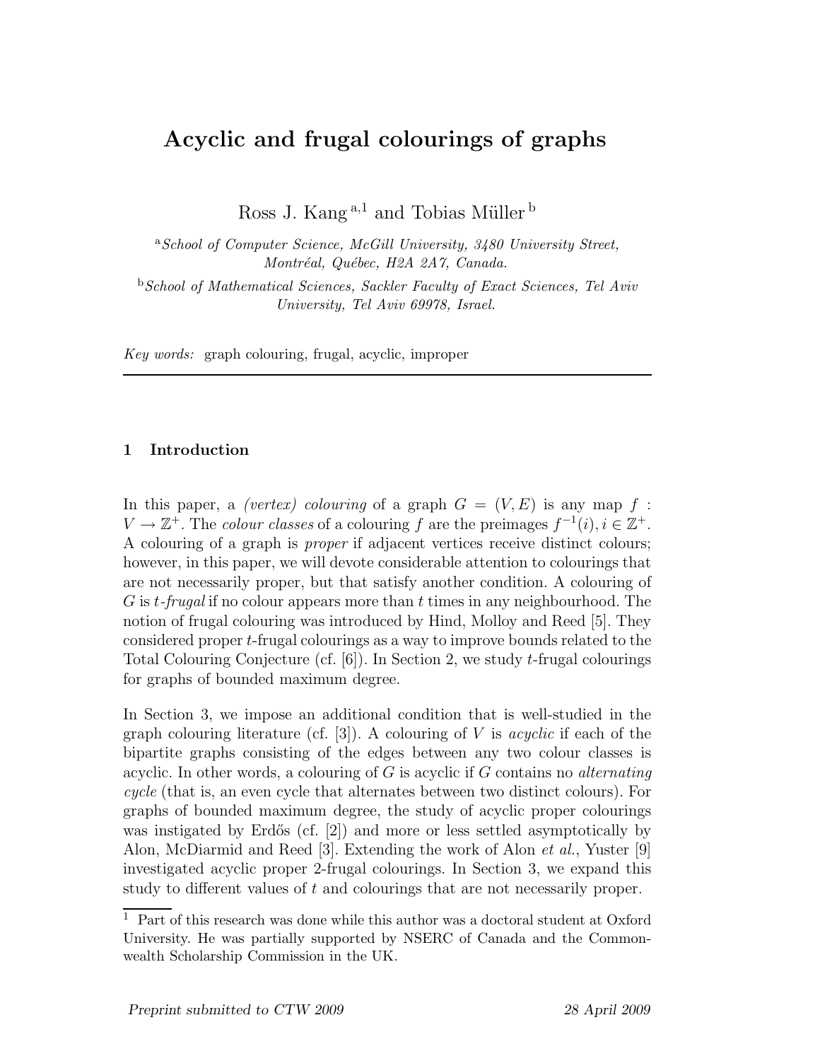# Acyclic and frugal colourings of graphs

Ross J. Kang [a,1] and Tobias Müller [b]

[a] *School of Computer Science, McGill University, 3480 University Street, Montréal, Québec, H2A 2A7, Canada.*

[b] *School of Mathematical Sciences, Sackler Faculty of Exact Sciences, Tel Aviv University, Tel Aviv 69978, Israel.*

*Key words:* graph colouring, frugal, acyclic, improper

## 1 Introduction

In this paper, a *(vertex) colouring* of a graph $G = (V, E)$ is any map $f : V \to \mathbb{Z}^+$. The *colour classes* of a colouring $f$ are the preimages $f^{-1}(i), i \in \mathbb{Z}^+$. A colouring of a graph is *proper* if adjacent vertices receive distinct colours; however, in this paper, we will devote considerable attention to colourings that are not necessarily proper, but that satisfy another condition. A colouring of $G$ is $t$*-frugal* if no colour appears more than $t$ times in any neighbourhood. The notion of frugal colouring was introduced by Hind, Molloy and Reed [5]. They considered proper $t$-frugal colourings as a way to improve bounds related to the Total Colouring Conjecture (cf. [6]). In Section 2, we study $t$-frugal colourings for graphs of bounded maximum degree.

In Section 3, we impose an additional condition that is well-studied in the graph colouring literature (cf. [3]). A colouring of $V$ is *acyclic* if each of the bipartite graphs consisting of the edges between any two colour classes is acyclic. In other words, a colouring of $G$ is acyclic if $G$ contains no *alternating cycle* (that is, an even cycle that alternates between two distinct colours). For graphs of bounded maximum degree, the study of acyclic proper colourings was instigated by Erdős (cf. [2]) and more or less settled asymptotically by Alon, McDiarmid and Reed [3]. Extending the work of Alon *et al.*, Yuster [9] investigated acyclic proper 2-frugal colourings. In Section 3, we expand this study to different values of $t$ and colourings that are not necessarily proper.

[1] Part of this research was done while this author was a doctoral student at Oxford University. He was partially supported by NSERC of Canada and the Commonwealth Scholarship Commission in the UK.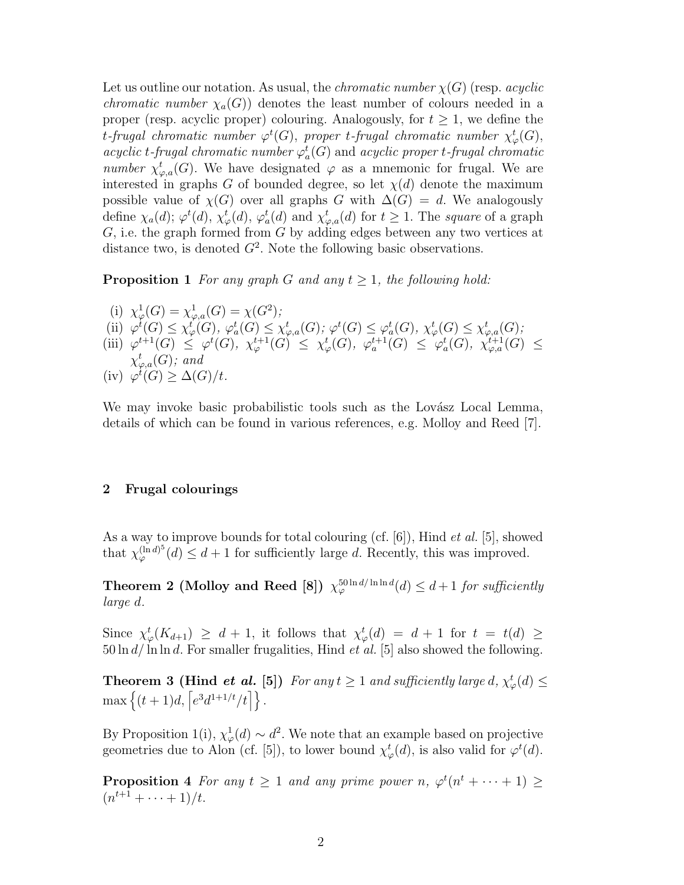Let us outline our notation. As usual, the *chromatic number* $\chi(G)$ (resp. *acyclic chromatic number* $\chi_a(G)$) denotes the least number of colours needed in a proper (resp. acyclic proper) colouring. Analogously, for $t \geq 1$, we define the *t-frugal chromatic number* $\varphi^t(G)$, *proper t-frugal chromatic number* $\chi^t_\varphi(G)$, *acyclic t-frugal chromatic number* $\varphi^t_a(G)$ and *acyclic proper t-frugal chromatic number* $\chi^t_{\varphi,a}(G)$. We have designated $\varphi$ as a mnemonic for frugal. We are interested in graphs $G$ of bounded degree, so let $\chi(d)$ denote the maximum possible value of $\chi(G)$ over all graphs $G$ with $\Delta(G) = d$. We analogously define $\chi_a(d)$; $\varphi^t(d)$, $\chi^t_\varphi(d)$, $\varphi^t_a(d)$ and $\chi^t_{\varphi,a}(d)$ for $t \geq 1$. The *square* of a graph $G$, i.e. the graph formed from $G$ by adding edges between any two vertices at distance two, is denoted $G^2$. Note the following basic observations.

**Proposition 1** *For any graph G and any $t \geq 1$, the following hold:*

(i) $\chi^1_\varphi(G) = \chi^1_{\varphi,a}(G) = \chi(G^2)$;
(ii) $\varphi^t(G) \leq \chi^t_\varphi(G)$, $\varphi^t_a(G) \leq \chi^t_{\varphi,a}(G)$; $\varphi^t(G) \leq \varphi^t_a(G)$, $\chi^t_\varphi(G) \leq \chi^t_{\varphi,a}(G)$;
(iii) $\varphi^{t+1}(G) \leq \varphi^t(G)$, $\chi^{t+1}_\varphi(G) \leq \chi^t_\varphi(G)$, $\varphi^{t+1}_a(G) \leq \varphi^t_a(G)$, $\chi^{t+1}_{\varphi,a}(G) \leq \chi^t_{\varphi,a}(G)$; *and*
(iv) $\varphi^t(G) \geq \Delta(G)/t$.

We may invoke basic probabilistic tools such as the Lovász Local Lemma, details of which can be found in various references, e.g. Molloy and Reed [7].

## 2 Frugal colourings

As a way to improve bounds for total colouring (cf. [6]), Hind *et al.* [5], showed that $\chi^{(\ln d)^5}_\varphi(d) \leq d+1$ for sufficiently large $d$. Recently, this was improved.

**Theorem 2 (Molloy and Reed [8])** $\chi^{50 \ln d/\ln\ln d}_\varphi(d) \leq d+1$ *for sufficiently large d.*

Since $\chi^t_\varphi(K_{d+1}) \geq d+1$, it follows that $\chi^t_\varphi(d) = d+1$ for $t = t(d) \geq 50 \ln d/\ln\ln d$. For smaller frugalities, Hind *et al.* [5] also showed the following.

**Theorem 3 (Hind *et al.* [5])** *For any $t \geq 1$ and sufficiently large d,* $\chi^t_\varphi(d) \leq \max\left\{(t+1)d, \left\lceil e^3 d^{1+1/t}/t \right\rceil\right\}$.

By Proposition 1(i), $\chi^1_\varphi(d) \sim d^2$. We note that an example based on projective geometries due to Alon (cf. [5]), to lower bound $\chi^t_\varphi(d)$, is also valid for $\varphi^t(d)$.

**Proposition 4** *For any $t \geq 1$ and any prime power n,* $\varphi^t(n^t + \cdots + 1) \geq (n^{t+1} + \cdots + 1)/t$.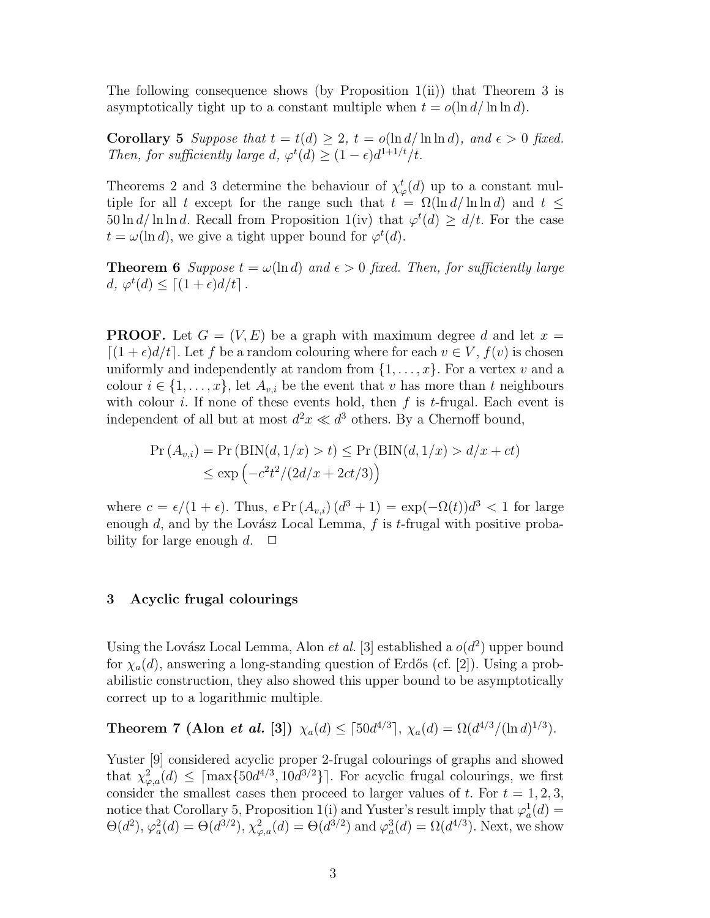The following consequence shows (by Proposition 1(ii)) that Theorem 3 is asymptotically tight up to a constant multiple when $t = o(\ln d/\ln\ln d)$.

**Corollary 5** *Suppose that $t = t(d) \geq 2$, $t = o(\ln d/\ln\ln d)$, and $\epsilon > 0$ fixed. Then, for sufficiently large $d$, $\varphi^t(d) \geq (1-\epsilon)d^{1+1/t}/t$.*

Theorems 2 and 3 determine the behaviour of $\chi^t_\varphi(d)$ up to a constant multiple for all $t$ except for the range such that $t = \Omega(\ln d/\ln\ln d)$ and $t \leq 50\ln d/\ln\ln d$. Recall from Proposition 1(iv) that $\varphi^t(d) \geq d/t$. For the case $t = \omega(\ln d)$, we give a tight upper bound for $\varphi^t(d)$.

**Theorem 6** *Suppose $t = \omega(\ln d)$ and $\epsilon > 0$ fixed. Then, for sufficiently large $d$, $\varphi^t(d) \leq \lceil (1+\epsilon)d/t \rceil$.*

**PROOF.** Let $G = (V, E)$ be a graph with maximum degree $d$ and let $x = \lceil (1+\epsilon)d/t \rceil$. Let $f$ be a random colouring where for each $v \in V$, $f(v)$ is chosen uniformly and independently at random from $\{1, \ldots, x\}$. For a vertex $v$ and a colour $i \in \{1, \ldots, x\}$, let $A_{v,i}$ be the event that $v$ has more than $t$ neighbours with colour $i$. If none of these events hold, then $f$ is $t$-frugal. Each event is independent of all but at most $d^2x \ll d^3$ others. By a Chernoff bound,

$$\begin{aligned}\Pr(A_{v,i}) &= \Pr(\mathrm{BIN}(d, 1/x) > t) \leq \Pr(\mathrm{BIN}(d, 1/x) > d/x + ct) \\ &\leq \exp\left(-c^2t^2/(2d/x + 2ct/3)\right)\end{aligned}$$

where $c = \epsilon/(1+\epsilon)$. Thus, $e \Pr(A_{v,i})(d^3+1) = \exp(-\Omega(t))d^3 < 1$ for large enough $d$, and by the Lovász Local Lemma, $f$ is $t$-frugal with positive probability for large enough $d$. $\square$

## 3 Acyclic frugal colourings

Using the Lovász Local Lemma, Alon *et al.* [3] established a $o(d^2)$ upper bound for $\chi_a(d)$, answering a long-standing question of Erdős (cf. [2]). Using a probabilistic construction, they also showed this upper bound to be asymptotically correct up to a logarithmic multiple.

**Theorem 7 (Alon *et al.* [3])** $\chi_a(d) \leq \lceil 50d^{4/3} \rceil$, $\chi_a(d) = \Omega(d^{4/3}/(\ln d)^{1/3})$.

Yuster [9] considered acyclic proper 2-frugal colourings of graphs and showed that $\chi^2_{\varphi,a}(d) \leq \lceil \max\{50d^{4/3}, 10d^{3/2}\} \rceil$. For acyclic frugal colourings, we first consider the smallest cases then proceed to larger values of $t$. For $t = 1, 2, 3$, notice that Corollary 5, Proposition 1(i) and Yuster's result imply that $\varphi^1_a(d) = \Theta(d^2)$, $\varphi^2_a(d) = \Theta(d^{3/2})$, $\chi^2_{\varphi,a}(d) = \Theta(d^{3/2})$ and $\varphi^3_a(d) = \Omega(d^{4/3})$. Next, we show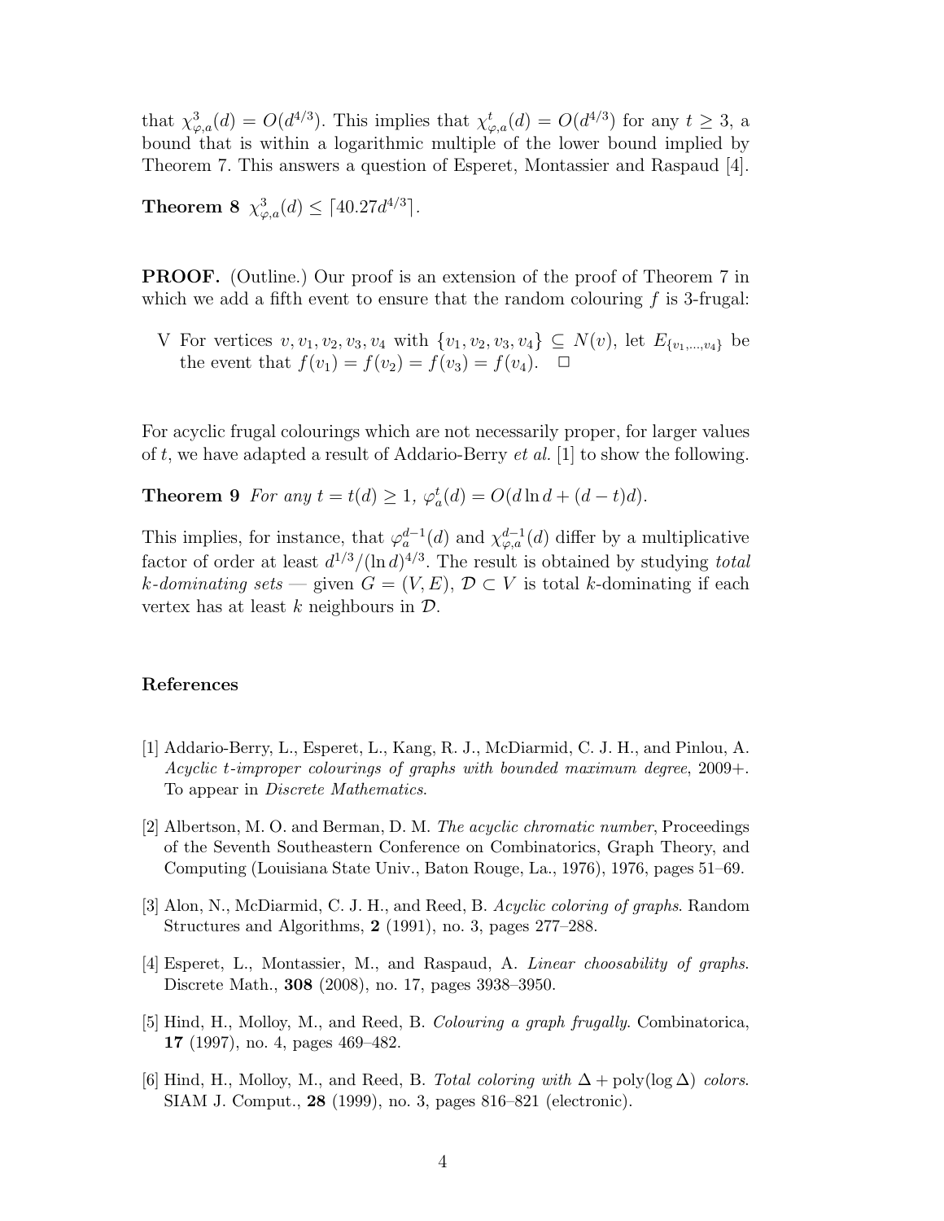that $\chi^3_{\varphi,a}(d) = O(d^{4/3})$. This implies that $\chi^t_{\varphi,a}(d) = O(d^{4/3})$ for any $t \geq 3$, a bound that is within a logarithmic multiple of the lower bound implied by Theorem 7. This answers a question of Esperet, Montassier and Raspaud [4].

**Theorem 8** $\chi^3_{\varphi,a}(d) \leq \lceil 40.27d^{4/3} \rceil$.

**PROOF.** (Outline.) Our proof is an extension of the proof of Theorem 7 in which we add a fifth event to ensure that the random colouring $f$ is 3-frugal:

V For vertices $v, v_1, v_2, v_3, v_4$ with $\{v_1, v_2, v_3, v_4\} \subseteq N(v)$, let $E_{\{v_1,\ldots,v_4\}}$ be the event that $f(v_1) = f(v_2) = f(v_3) = f(v_4)$. $\square$

For acyclic frugal colourings which are not necessarily proper, for larger values of $t$, we have adapted a result of Addario-Berry *et al.* [1] to show the following.

**Theorem 9** *For any* $t = t(d) \geq 1$, $\varphi^t_a(d) = O(d \ln d + (d-t)d)$.

This implies, for instance, that $\varphi^{d-1}_a(d)$ and $\chi^{d-1}_{\varphi,a}(d)$ differ by a multiplicative factor of order at least $d^{1/3}/(\ln d)^{4/3}$. The result is obtained by studying *total $k$-dominating sets* — given $G = (V, E)$, $\mathcal{D} \subset V$ is total $k$-dominating if each vertex has at least $k$ neighbours in $\mathcal{D}$.

## References

[1] Addario-Berry, L., Esperet, L., Kang, R. J., McDiarmid, C. J. H., and Pinlou, A. *Acyclic t-improper colourings of graphs with bounded maximum degree*, 2009+. To appear in *Discrete Mathematics*.

[2] Albertson, M. O. and Berman, D. M. *The acyclic chromatic number*, Proceedings of the Seventh Southeastern Conference on Combinatorics, Graph Theory, and Computing (Louisiana State Univ., Baton Rouge, La., 1976), 1976, pages 51–69.

[3] Alon, N., McDiarmid, C. J. H., and Reed, B. *Acyclic coloring of graphs*. Random Structures and Algorithms, **2** (1991), no. 3, pages 277–288.

[4] Esperet, L., Montassier, M., and Raspaud, A. *Linear choosability of graphs*. Discrete Math., **308** (2008), no. 17, pages 3938–3950.

[5] Hind, H., Molloy, M., and Reed, B. *Colouring a graph frugally*. Combinatorica, **17** (1997), no. 4, pages 469–482.

[6] Hind, H., Molloy, M., and Reed, B. *Total coloring with $\Delta + \text{poly}(\log \Delta)$ colors*. SIAM J. Comput., **28** (1999), no. 3, pages 816–821 (electronic).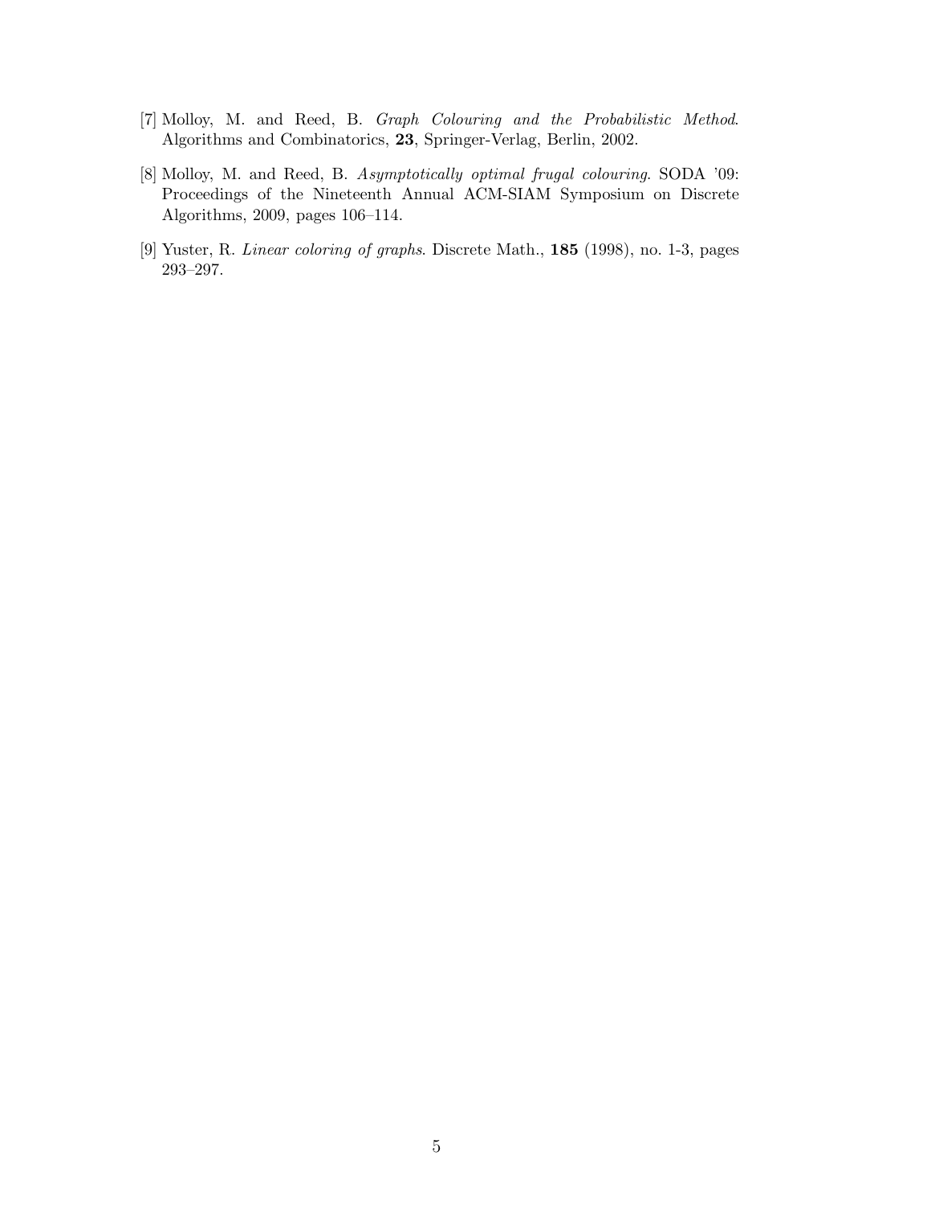[7] Molloy, M. and Reed, B. *Graph Colouring and the Probabilistic Method*. Algorithms and Combinatorics, **23**, Springer-Verlag, Berlin, 2002.

[8] Molloy, M. and Reed, B. *Asymptotically optimal frugal colouring*. SODA '09: Proceedings of the Nineteenth Annual ACM-SIAM Symposium on Discrete Algorithms, 2009, pages 106–114.

[9] Yuster, R. *Linear coloring of graphs*. Discrete Math., **185** (1998), no. 1-3, pages 293–297.